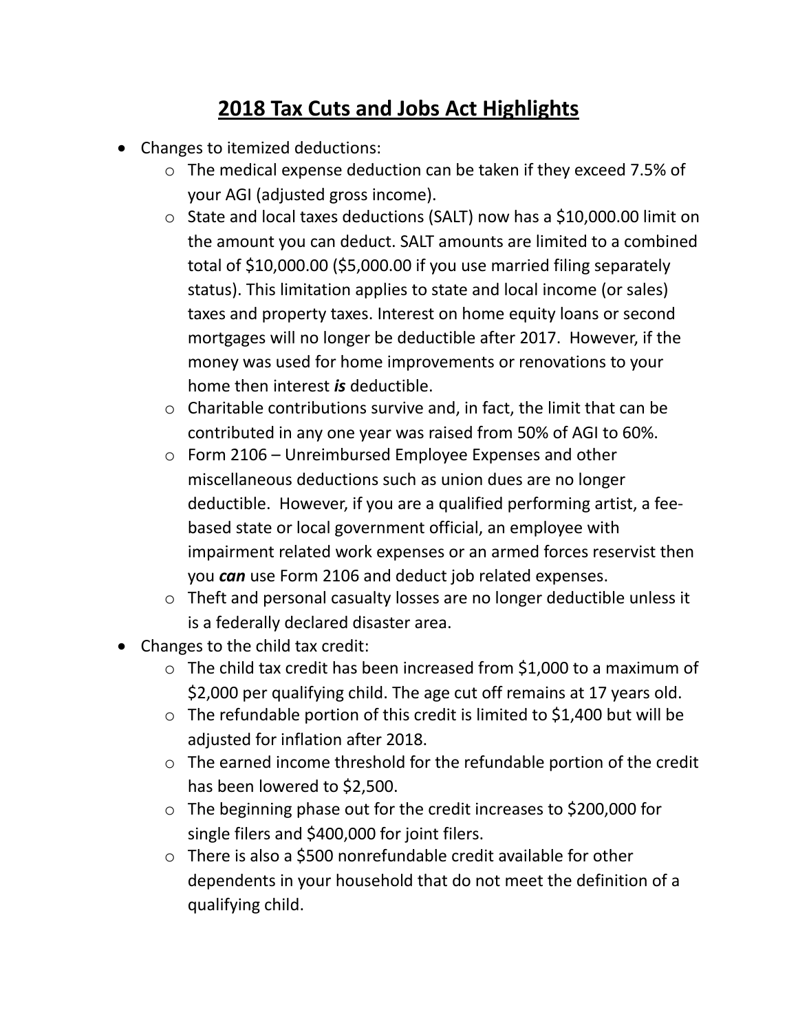# 2018 Tax Cuts and Jobs Act Highlights

- Changes to itemized deductions:
  - The medical expense deduction can be taken if they exceed 7.5% of your AGI (adjusted gross income).
  - State and local taxes deductions (SALT) now has a $10,000.00 limit on the amount you can deduct. SALT amounts are limited to a combined total of $10,000.00 ($5,000.00 if you use married filing separately status). This limitation applies to state and local income (or sales) taxes and property taxes. Interest on home equity loans or second mortgages will no longer be deductible after 2017. However, if the money was used for home improvements or renovations to your home then interest ***is*** deductible.
  - Charitable contributions survive and, in fact, the limit that can be contributed in any one year was raised from 50% of AGI to 60%.
  - Form 2106 – Unreimbursed Employee Expenses and other miscellaneous deductions such as union dues are no longer deductible. However, if you are a qualified performing artist, a fee-based state or local government official, an employee with impairment related work expenses or an armed forces reservist then you ***can*** use Form 2106 and deduct job related expenses.
  - Theft and personal casualty losses are no longer deductible unless it is a federally declared disaster area.
- Changes to the child tax credit:
  - The child tax credit has been increased from $1,000 to a maximum of $2,000 per qualifying child. The age cut off remains at 17 years old.
  - The refundable portion of this credit is limited to $1,400 but will be adjusted for inflation after 2018.
  - The earned income threshold for the refundable portion of the credit has been lowered to $2,500.
  - The beginning phase out for the credit increases to $200,000 for single filers and $400,000 for joint filers.
  - There is also a $500 nonrefundable credit available for other dependents in your household that do not meet the definition of a qualifying child.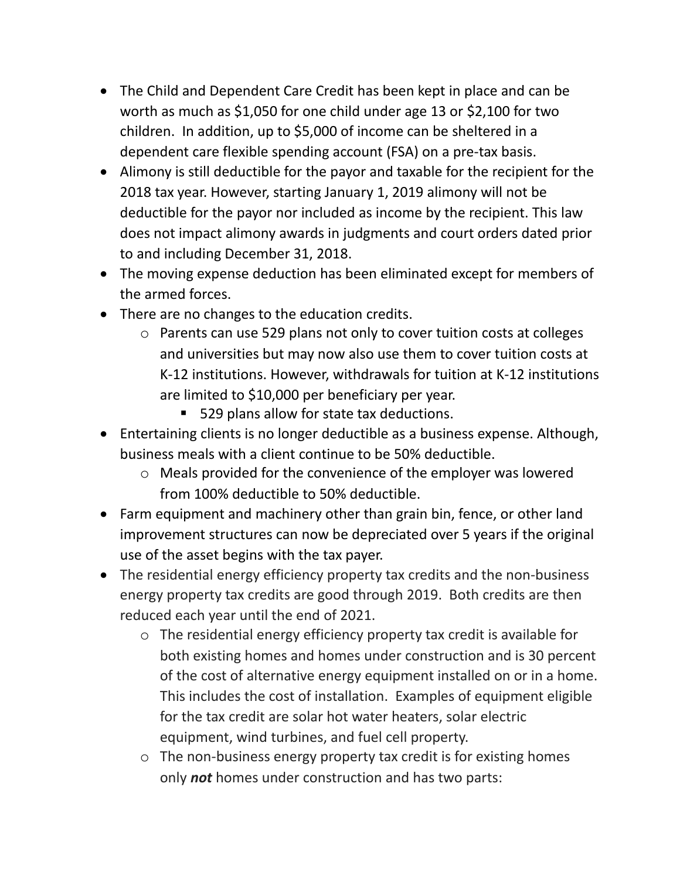- The Child and Dependent Care Credit has been kept in place and can be worth as much as $1,050 for one child under age 13 or $2,100 for two children. In addition, up to $5,000 of income can be sheltered in a dependent care flexible spending account (FSA) on a pre-tax basis.
- Alimony is still deductible for the payor and taxable for the recipient for the 2018 tax year. However, starting January 1, 2019 alimony will not be deductible for the payor nor included as income by the recipient. This law does not impact alimony awards in judgments and court orders dated prior to and including December 31, 2018.
- The moving expense deduction has been eliminated except for members of the armed forces.
- There are no changes to the education credits.
    - Parents can use 529 plans not only to cover tuition costs at colleges and universities but may now also use them to cover tuition costs at K-12 institutions. However, withdrawals for tuition at K-12 institutions are limited to $10,000 per beneficiary per year.
        - 529 plans allow for state tax deductions.
- Entertaining clients is no longer deductible as a business expense. Although, business meals with a client continue to be 50% deductible.
    - Meals provided for the convenience of the employer was lowered from 100% deductible to 50% deductible.
- Farm equipment and machinery other than grain bin, fence, or other land improvement structures can now be depreciated over 5 years if the original use of the asset begins with the tax payer.
- The residential energy efficiency property tax credits and the non-business energy property tax credits are good through 2019. Both credits are then reduced each year until the end of 2021.
    - The residential energy efficiency property tax credit is available for both existing homes and homes under construction and is 30 percent of the cost of alternative energy equipment installed on or in a home. This includes the cost of installation. Examples of equipment eligible for the tax credit are solar hot water heaters, solar electric equipment, wind turbines, and fuel cell property.
    - The non-business energy property tax credit is for existing homes only ***not*** homes under construction and has two parts: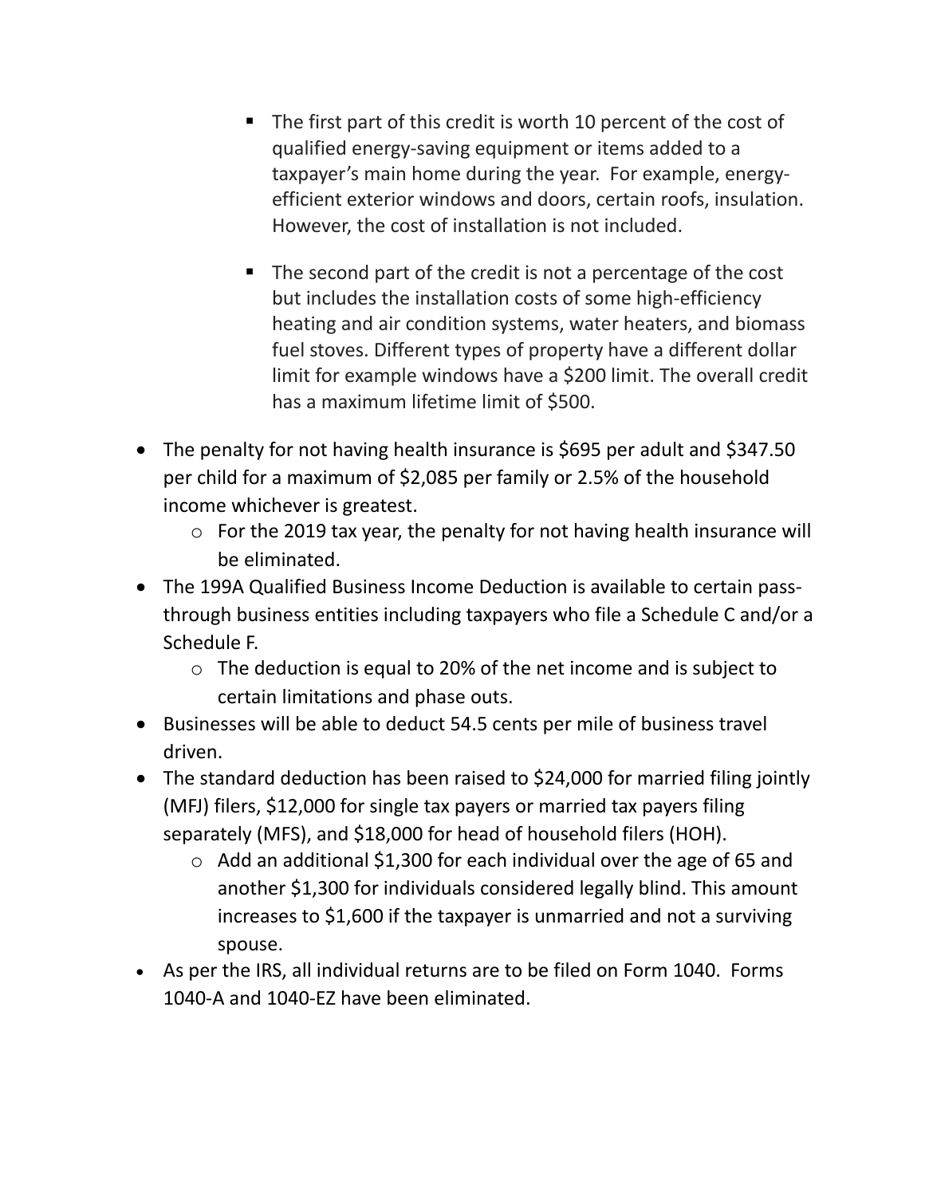- The first part of this credit is worth 10 percent of the cost of qualified energy-saving equipment or items added to a taxpayer's main home during the year. For example, energy-efficient exterior windows and doors, certain roofs, insulation. However, the cost of installation is not included.
    - The second part of the credit is not a percentage of the cost but includes the installation costs of some high-efficiency heating and air condition systems, water heaters, and biomass fuel stoves. Different types of property have a different dollar limit for example windows have a $200 limit. The overall credit has a maximum lifetime limit of $500.

- The penalty for not having health insurance is $695 per adult and $347.50 per child for a maximum of $2,085 per family or 2.5% of the household income whichever is greatest.
  - For the 2019 tax year, the penalty for not having health insurance will be eliminated.
- The 199A Qualified Business Income Deduction is available to certain pass-through business entities including taxpayers who file a Schedule C and/or a Schedule F.
  - The deduction is equal to 20% of the net income and is subject to certain limitations and phase outs.
- Businesses will be able to deduct 54.5 cents per mile of business travel driven.
- The standard deduction has been raised to $24,000 for married filing jointly (MFJ) filers, $12,000 for single tax payers or married tax payers filing separately (MFS), and $18,000 for head of household filers (HOH).
  - Add an additional $1,300 for each individual over the age of 65 and another $1,300 for individuals considered legally blind. This amount increases to $1,600 if the taxpayer is unmarried and not a surviving spouse.
- As per the IRS, all individual returns are to be filed on Form 1040. Forms 1040-A and 1040-EZ have been eliminated.